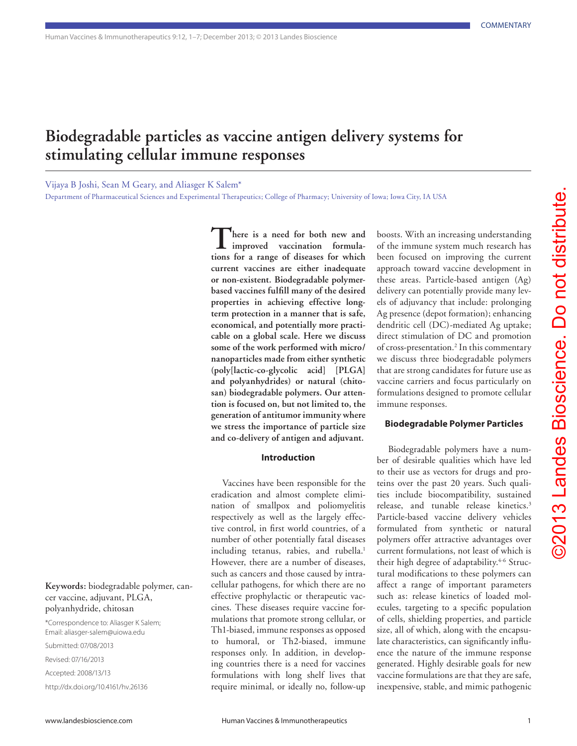COMMENTARY

# Biodegradable particles as vaccine antigen delivery systems for stimulating cellular immune responses

Vijaya B Joshi, Sean M Geary, and Aliasger K Salem*

Department of Pharmaceutical Sciences and Experimental Therapeutics; College of Pharmacy; University of Iowa; Iowa City, IA USA

**Keywords:** biodegradable polymer, cancer vaccine, adjuvant, PLGA, polyanhydride, chitosan

*Correspondence to: Aliasger K Salem; Email: aliasger-salem@uiowa.edu

Submitted: 07/08/2013

Revised: 07/16/2013

Accepted: 2008/13/13

http://dx.doi.org/10.4161/hv.26136

**There is a need for both new and improved vaccination formulations for a range of diseases for which current vaccines are either inadequate or non-existent. Biodegradable polymer-based vaccines fulfill many of the desired properties in achieving effective long-term protection in a manner that is safe, economical, and potentially more practicable on a global scale. Here we discuss some of the work performed with micro/nanoparticles made from either synthetic (poly[lactic-co-glycolic acid] [PLGA] and polyanhydrides) or natural (chitosan) biodegradable polymers. Our attention is focused on, but not limited to, the generation of antitumor immunity where we stress the importance of particle size and co-delivery of antigen and adjuvant.**

## Introduction

Vaccines have been responsible for the eradication and almost complete elimination of smallpox and poliomyelitis respectively as well as the largely effective control, in first world countries, of a number of other potentially fatal diseases including tetanus, rabies, and rubella.[1] However, there are a number of diseases, such as cancers and those caused by intracellular pathogens, for which there are no effective prophylactic or therapeutic vaccines. These diseases require vaccine formulations that promote strong cellular, or Th1-biased, immune responses as opposed to humoral, or Th2-biased, immune responses only. In addition, in developing countries there is a need for vaccines formulations with long shelf lives that require minimal, or ideally no, follow-up boosts. With an increasing understanding of the immune system much research has been focused on improving the current approach toward vaccine development in these areas. Particle-based antigen (Ag) delivery can potentially provide many levels of adjuvancy that include: prolonging Ag presence (depot formation); enhancing dendritic cell (DC)-mediated Ag uptake; direct stimulation of DC and promotion of cross-presentation.[2] In this commentary we discuss three biodegradable polymers that are strong candidates for future use as vaccine carriers and focus particularly on formulations designed to promote cellular immune responses.

## Biodegradable Polymer Particles

Biodegradable polymers have a number of desirable qualities which have led to their use as vectors for drugs and proteins over the past 20 years. Such qualities include biocompatibility, sustained release, and tunable release kinetics.[3] Particle-based vaccine delivery vehicles formulated from synthetic or natural polymers offer attractive advantages over current formulations, not least of which is their high degree of adaptability.[4-6] Structural modifications to these polymers can affect a range of important parameters such as: release kinetics of loaded molecules, targeting to a specific population of cells, shielding properties, and particle size, all of which, along with the encapsulate characteristics, can significantly influence the nature of the immune response generated. Highly desirable goals for new vaccine formulations are that they are safe, inexpensive, stable, and mimic pathogenic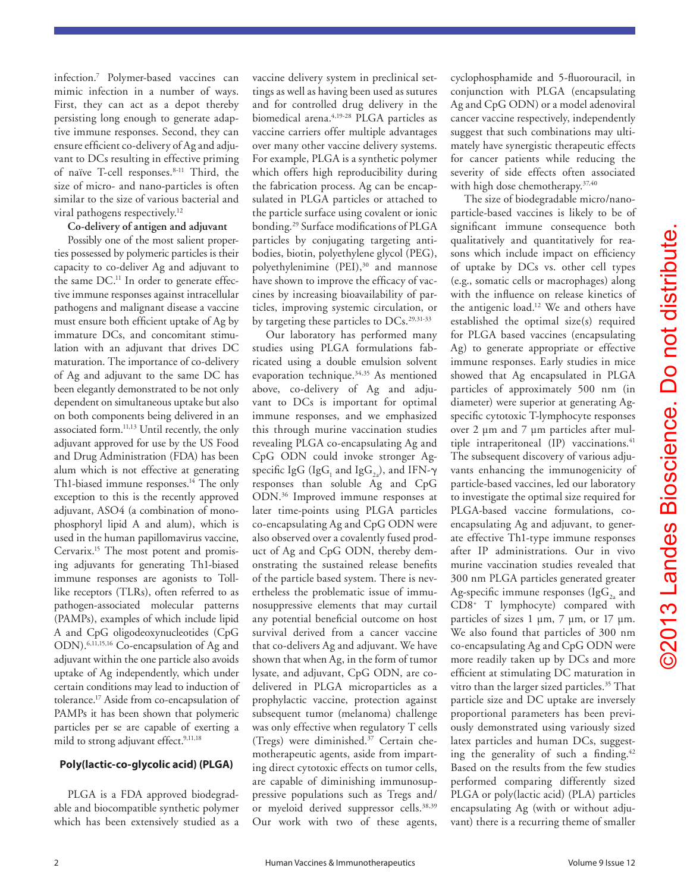infection.[7] Polymer-based vaccines can mimic infection in a number of ways. First, they can act as a depot thereby persisting long enough to generate adaptive immune responses. Second, they can ensure efficient co-delivery of Ag and adjuvant to DCs resulting in effective priming of naïve T-cell responses.[8-11] Third, the size of micro- and nano-particles is often similar to the size of various bacterial and viral pathogens respectively.[12]

**Co-delivery of antigen and adjuvant**

Possibly one of the most salient properties possessed by polymeric particles is their capacity to co-deliver Ag and adjuvant to the same DC.[11] In order to generate effective immune responses against intracellular pathogens and malignant disease a vaccine must ensure both efficient uptake of Ag by immature DCs, and concomitant stimulation with an adjuvant that drives DC maturation. The importance of co-delivery of Ag and adjuvant to the same DC has been elegantly demonstrated to be not only dependent on simultaneous uptake but also on both components being delivered in an associated form.[11,13] Until recently, the only adjuvant approved for use by the US Food and Drug Administration (FDA) has been alum which is not effective at generating Th1-biased immune responses.[14] The only exception to this is the recently approved adjuvant, ASO4 (a combination of monophosphoryl lipid A and alum), which is used in the human papillomavirus vaccine, Cervarix.[15] The most potent and promising adjuvants for generating Th1-biased immune responses are agonists to Toll-like receptors (TLRs), often referred to as pathogen-associated molecular patterns (PAMPs), examples of which include lipid A and CpG oligodeoxynucleotides (CpG ODN).[6,11,15,16] Co-encapsulation of Ag and adjuvant within the one particle also avoids uptake of Ag independently, which under certain conditions may lead to induction of tolerance.[17] Aside from co-encapsulation of PAMPs it has been shown that polymeric particles per se are capable of exerting a mild to strong adjuvant effect.[9,11,18]

## Poly(lactic-co-glycolic acid) (PLGA)

PLGA is a FDA approved biodegradable and biocompatible synthetic polymer which has been extensively studied as a vaccine delivery system in preclinical settings as well as having been used as sutures and for controlled drug delivery in the biomedical arena.[4,19-28] PLGA particles as vaccine carriers offer multiple advantages over many other vaccine delivery systems. For example, PLGA is a synthetic polymer which offers high reproducibility during the fabrication process. Ag can be encapsulated in PLGA particles or attached to the particle surface using covalent or ionic bonding.[29] Surface modifications of PLGA particles by conjugating targeting antibodies, biotin, polyethylene glycol (PEG), polyethylenimine (PEI),[30] and mannose have shown to improve the efficacy of vaccines by increasing bioavailability of particles, improving systemic circulation, or by targeting these particles to DCs.[29,31-33]

Our laboratory has performed many studies using PLGA formulations fabricated using a double emulsion solvent evaporation technique.[34,35] As mentioned above, co-delivery of Ag and adjuvant to DCs is important for optimal immune responses, and we emphasized this through murine vaccination studies revealing PLGA co-encapsulating Ag and CpG ODN could invoke stronger Ag-specific IgG ($IgG_1$ and $IgG_{2a}$), and IFN-$\gamma$ responses than soluble Ag and CpG ODN.[36] Improved immune responses at later time-points using PLGA particles co-encapsulating Ag and CpG ODN were also observed over a covalently fused product of Ag and CpG ODN, thereby demonstrating the sustained release benefits of the particle based system. There is nevertheless the problematic issue of immunosuppressive elements that may curtail any potential beneficial outcome on host survival derived from a cancer vaccine that co-delivers Ag and adjuvant. We have shown that when Ag, in the form of tumor lysate, and adjuvant, CpG ODN, are co-delivered in PLGA microparticles as a prophylactic vaccine, protection against subsequent tumor (melanoma) challenge was only effective when regulatory T cells (Tregs) were diminished.[37] Certain chemotherapeutic agents, aside from imparting direct cytotoxic effects on tumor cells, are capable of diminishing immunosuppressive populations such as Tregs and/or myeloid derived suppressor cells.[38,39] Our work with two of these agents, cyclophosphamide and 5-fluorouracil, in conjunction with PLGA (encapsulating Ag and CpG ODN) or a model adenoviral cancer vaccine respectively, independently suggest that such combinations may ultimately have synergistic therapeutic effects for cancer patients while reducing the severity of side effects often associated with high dose chemotherapy.[37,40]

The size of biodegradable micro/nanoparticle-based vaccines is likely to be of significant immune consequence both qualitatively and quantitatively for reasons which include impact on efficiency of uptake by DCs vs. other cell types (e.g., somatic cells or macrophages) along with the influence on release kinetics of the antigenic load.[12] We and others have established the optimal size(s) required for PLGA based vaccines (encapsulating Ag) to generate appropriate or effective immune responses. Early studies in mice showed that Ag encapsulated in PLGA particles of approximately 500 nm (in diameter) were superior at generating Ag-specific cytotoxic T-lymphocyte responses over 2 µm and 7 µm particles after multiple intraperitoneal (IP) vaccinations.[41] The subsequent discovery of various adjuvants enhancing the immunogenicity of particle-based vaccines, led our laboratory to investigate the optimal size required for PLGA-based vaccine formulations, co-encapsulating Ag and adjuvant, to generate effective Th1-type immune responses after IP administrations. Our in vivo murine vaccination studies revealed that 300 nm PLGA particles generated greater Ag-specific immune responses ($IgG_{2a}$ and $CD8^+$ T lymphocyte) compared with particles of sizes 1 µm, 7 µm, or 17 µm. We also found that particles of 300 nm co-encapsulating Ag and CpG ODN were more readily taken up by DCs and more efficient at stimulating DC maturation in vitro than the larger sized particles.[35] That particle size and DC uptake are inversely proportional parameters has been previously demonstrated using variously sized latex particles and human DCs, suggesting the generality of such a finding.[42] Based on the results from the few studies performed comparing differently sized PLGA or poly(lactic acid) (PLA) particles encapsulating Ag (with or without adjuvant) there is a recurring theme of smaller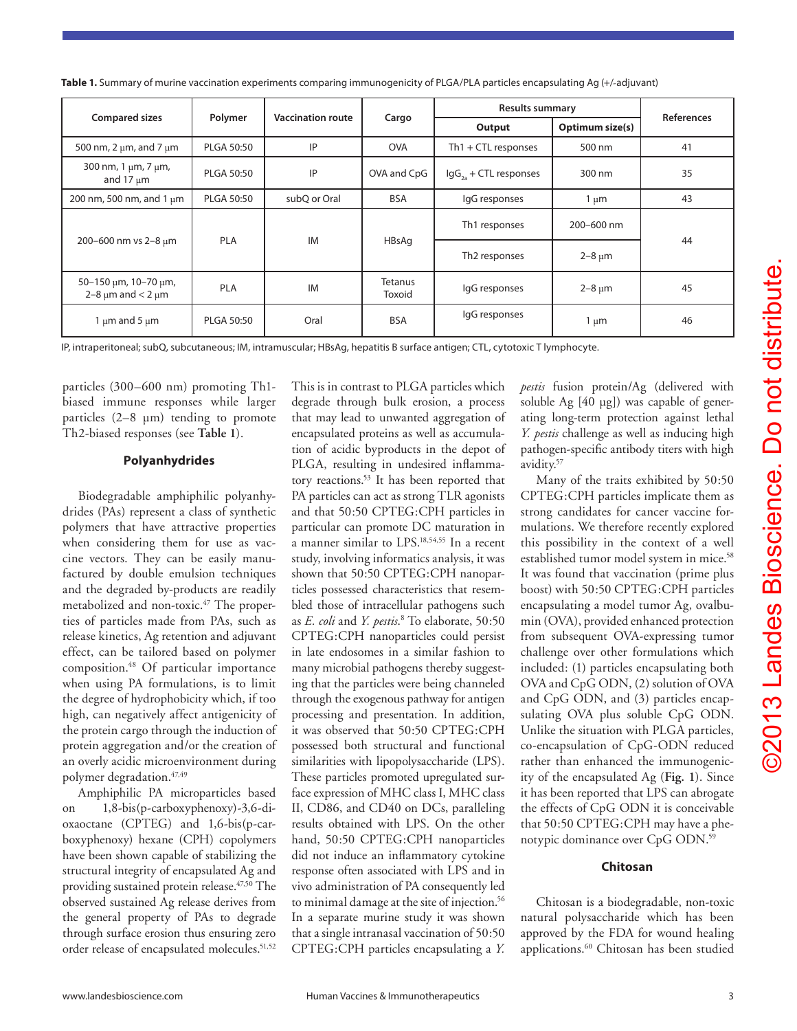**Table 1.** Summary of murine vaccination experiments comparing immunogenicity of PLGA/PLA particles encapsulating Ag (+/-adjuvant)

| Compared sizes | Polymer | Vaccination route | Cargo | Results summary | | References |
|---|---|---|---|---|---|---|
| | | | | Output | Optimum size(s) | |
| 500 nm, 2 μm, and 7 μm | PLGA 50:50 | IP | OVA | Th1 + CTL responses | 500 nm | 41 |
| 300 nm, 1 μm, 7 μm, and 17 μm | PLGA 50:50 | IP | OVA and CpG | $IgG_{2a}$ + CTL responses | 300 nm | 35 |
| 200 nm, 500 nm, and 1 μm | PLGA 50:50 | subQ or Oral | BSA | IgG responses | 1 μm | 43 |
| 200–600 nm vs 2–8 μm | PLA | IM | HBsAg | Th1 responses | 200–600 nm | 44 |
| | | | | Th2 responses | 2–8 μm | |
| 50–150 μm, 10–70 μm, 2–8 μm and < 2 μm | PLA | IM | Tetanus Toxoid | IgG responses | 2–8 μm | 45 |
| 1 μm and 5 μm | PLGA 50:50 | Oral | BSA | IgG responses | 1 μm | 46 |

IP, intraperitoneal; subQ, subcutaneous; IM, intramuscular; HBsAg, hepatitis B surface antigen; CTL, cytotoxic T lymphocyte.

particles (300–600 nm) promoting Th1-biased immune responses while larger particles (2–8 μm) tending to promote Th2-biased responses (see **Table 1**).

## Polyanhydrides

Biodegradable amphiphilic polyanhydrides (PAs) represent a class of synthetic polymers that have attractive properties when considering them for use as vaccine vectors. They can be easily manufactured by double emulsion techniques and the degraded by-products are readily metabolized and non-toxic.[47] The properties of particles made from PAs, such as release kinetics, Ag retention and adjuvant effect, can be tailored based on polymer composition.[48] Of particular importance when using PA formulations, is to limit the degree of hydrophobicity which, if too high, can negatively affect antigenicity of the protein cargo through the induction of protein aggregation and/or the creation of an overly acidic microenvironment during polymer degradation.[47,49]

Amphiphilic PA microparticles based on 1,8-bis(p-carboxyphenoxy)-3,6-dioxaoctane (CPTEG) and 1,6-bis(p-carboxyphenoxy) hexane (CPH) copolymers have been shown capable of stabilizing the structural integrity of encapsulated Ag and providing sustained protein release.[47,50] The observed sustained Ag release derives from the general property of PAs to degrade through surface erosion thus ensuring zero order release of encapsulated molecules.[51,52] This is in contrast to PLGA particles which degrade through bulk erosion, a process that may lead to unwanted aggregation of encapsulated proteins as well as accumulation of acidic byproducts in the depot of PLGA, resulting in undesired inflammatory reactions.[53] It has been reported that PA particles can act as strong TLR agonists and that 50:50 CPTEG:CPH particles in particular can promote DC maturation in a manner similar to LPS.[18,54,55] In a recent study, involving informatics analysis, it was shown that 50:50 CPTEG:CPH nanoparticles possessed characteristics that resembled those of intracellular pathogens such as *E. coli* and *Y. pestis*.[8] To elaborate, 50:50 CPTEG:CPH nanoparticles could persist in late endosomes in a similar fashion to many microbial pathogens thereby suggesting that the particles were being channeled through the exogenous pathway for antigen processing and presentation. In addition, it was observed that 50:50 CPTEG:CPH possessed both structural and functional similarities with lipopolysaccharide (LPS). These particles promoted upregulated surface expression of MHC class I, MHC class II, CD86, and CD40 on DCs, paralleling results obtained with LPS. On the other hand, 50:50 CPTEG:CPH nanoparticles did not induce an inflammatory cytokine response often associated with LPS and in vivo administration of PA consequently led to minimal damage at the site of injection.[56] In a separate murine study it was shown that a single intranasal vaccination of 50:50 CPTEG:CPH particles encapsulating a *Y. pestis* fusion protein/Ag (delivered with soluble Ag [40 μg]) was capable of generating long-term protection against lethal *Y. pestis* challenge as well as inducing high pathogen-specific antibody titers with high avidity.[57]

Many of the traits exhibited by 50:50 CPTEG:CPH particles implicate them as strong candidates for cancer vaccine formulations. We therefore recently explored this possibility in the context of a well established tumor model system in mice.[58] It was found that vaccination (prime plus boost) with 50:50 CPTEG:CPH particles encapsulating a model tumor Ag, ovalbumin (OVA), provided enhanced protection from subsequent OVA-expressing tumor challenge over other formulations which included: (1) particles encapsulating both OVA and CpG ODN, (2) solution of OVA and CpG ODN, and (3) particles encapsulating OVA plus soluble CpG ODN. Unlike the situation with PLGA particles, co-encapsulation of CpG-ODN reduced rather than enhanced the immunogenicity of the encapsulated Ag (**Fig. 1**). Since it has been reported that LPS can abrogate the effects of CpG ODN it is conceivable that 50:50 CPTEG:CPH may have a phenotypic dominance over CpG ODN.[59]

## Chitosan

Chitosan is a biodegradable, non-toxic natural polysaccharide which has been approved by the FDA for wound healing applications.[60] Chitosan has been studied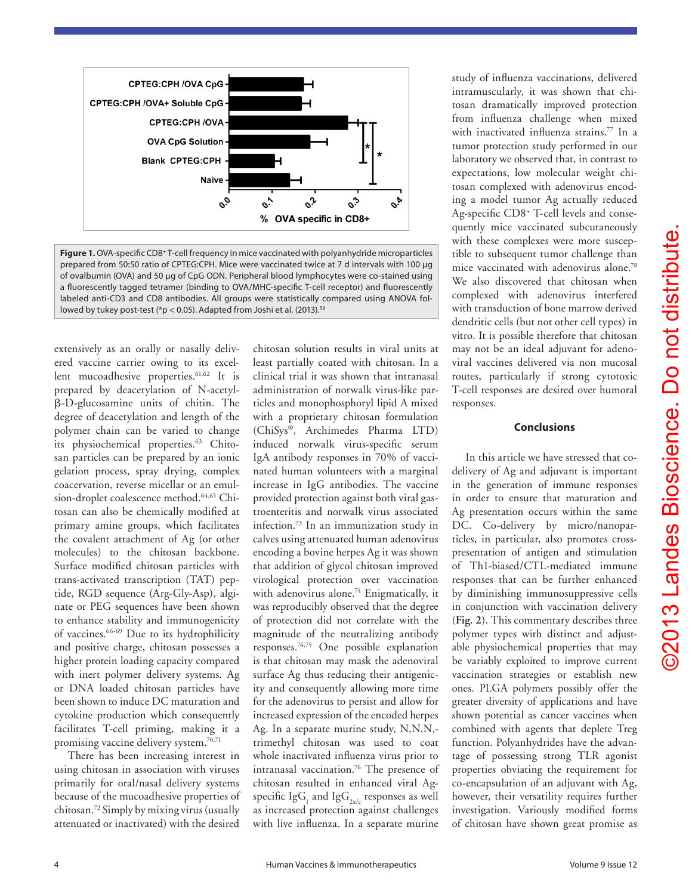**Figure 1.** OVA-specific CD8+ T-cell frequency in mice vaccinated with polyanhydride microparticles prepared from 50:50 ratio of CPTEG:CPH. Mice were vaccinated twice at 7 d intervals with 100 µg of ovalbumin (OVA) and 50 µg of CpG ODN. Peripheral blood lymphocytes were co-stained using a fluorescently tagged tetramer (binding to OVA/MHC-specific T-cell receptor) and fluorescently labeled anti-CD3 and CD8 antibodies. All groups were statistically compared using ANOVA followed by tukey post-test (*p < 0.05). Adapted from Joshi et al. (2013).[58]

extensively as an orally or nasally delivered vaccine carrier owing to its excellent mucoadhesive properties.[61,62] It is prepared by deacetylation of N-acetyl-β-D-glucosamine units of chitin. The degree of deacetylation and length of the polymer chain can be varied to change its physiochemical properties.[63] Chitosan particles can be prepared by an ionic gelation process, spray drying, complex coacervation, reverse micellar or an emulsion-droplet coalescence method.[64,65] Chitosan can also be chemically modified at primary amine groups, which facilitates the covalent attachment of Ag (or other molecules) to the chitosan backbone. Surface modified chitosan particles with trans-activated transcription (TAT) peptide, RGD sequence (Arg-Gly-Asp), alginate or PEG sequences have been shown to enhance stability and immunogenicity of vaccines.[66-69] Due to its hydrophilicity and positive charge, chitosan possesses a higher protein loading capacity compared with inert polymer delivery systems. Ag or DNA loaded chitosan particles have been shown to induce DC maturation and cytokine production which consequently facilitates T-cell priming, making it a promising vaccine delivery system.[70,71]

There has been increasing interest in using chitosan in association with viruses primarily for oral/nasal delivery systems because of the mucoadhesive properties of chitosan.[72] Simply by mixing virus (usually attenuated or inactivated) with the desired chitosan solution results in viral units at least partially coated with chitosan. In a clinical trial it was shown that intranasal administration of norwalk virus-like particles and monophosphoryl lipid A mixed with a proprietary chitosan formulation (ChiSys®, Archimedes Pharma LTD) induced norwalk virus-specific serum IgA antibody responses in 70% of vaccinated human volunteers with a marginal increase in IgG antibodies. The vaccine provided protection against both viral gastroenteritis and norwalk virus associated infection.[73] In an immunization study in calves using attenuated human adenovirus encoding a bovine herpes Ag it was shown that addition of glycol chitosan improved virological protection over vaccination with adenovirus alone.[74] Enigmatically, it was reproducibly observed that the degree of protection did not correlate with the magnitude of the neutralizing antibody responses.[74,75] One possible explanation is that chitosan may mask the adenoviral surface Ag thus reducing their antigenicity and consequently allowing more time for the adenovirus to persist and allow for increased expression of the encoded herpes Ag. In a separate murine study, N,N,N,-trimethyl chitosan was used to coat whole inactivated influenza virus prior to intranasal vaccination.[76] The presence of chitosan resulted in enhanced viral Ag-specific $IgG_1$ and $IgG_{2a/c}$ responses as well as increased protection against challenges with live influenza. In a separate murine study of influenza vaccinations, delivered intramuscularly, it was shown that chitosan dramatically improved protection from influenza challenge when mixed with inactivated influenza strains.[77] In a tumor protection study performed in our laboratory we observed that, in contrast to expectations, low molecular weight chitosan complexed with adenovirus encoding a model tumor Ag actually reduced Ag-specific CD8+ T-cell levels and consequently mice vaccinated subcutaneously with these complexes were more susceptible to subsequent tumor challenge than mice vaccinated with adenovirus alone.[78] We also discovered that chitosan when complexed with adenovirus interfered with transduction of bone marrow derived dendritic cells (but not other cell types) in vitro. It is possible therefore that chitosan may not be an ideal adjuvant for adenoviral vaccines delivered via non mucosal routes, particularly if strong cytotoxic T-cell responses are desired over humoral responses.

## Conclusions

In this article we have stressed that co-delivery of Ag and adjuvant is important in the generation of immune responses in order to ensure that maturation and Ag presentation occurs within the same DC. Co-delivery by micro/nanoparticles, in particular, also promotes cross-presentation of antigen and stimulation of Th1-biased/CTL-mediated immune responses that can be further enhanced by diminishing immunosuppressive cells in conjunction with vaccination delivery (**Fig. 2**). This commentary describes three polymer types with distinct and adjustable physiochemical properties that may be variably exploited to improve current vaccination strategies or establish new ones. PLGA polymers possibly offer the greater diversity of applications and have shown potential as cancer vaccines when combined with agents that deplete Treg function. Polyanhydrides have the advantage of possessing strong TLR agonist properties obviating the requirement for co-encapsulation of an adjuvant with Ag, however, their versatility requires further investigation. Variously modified forms of chitosan have shown great promise as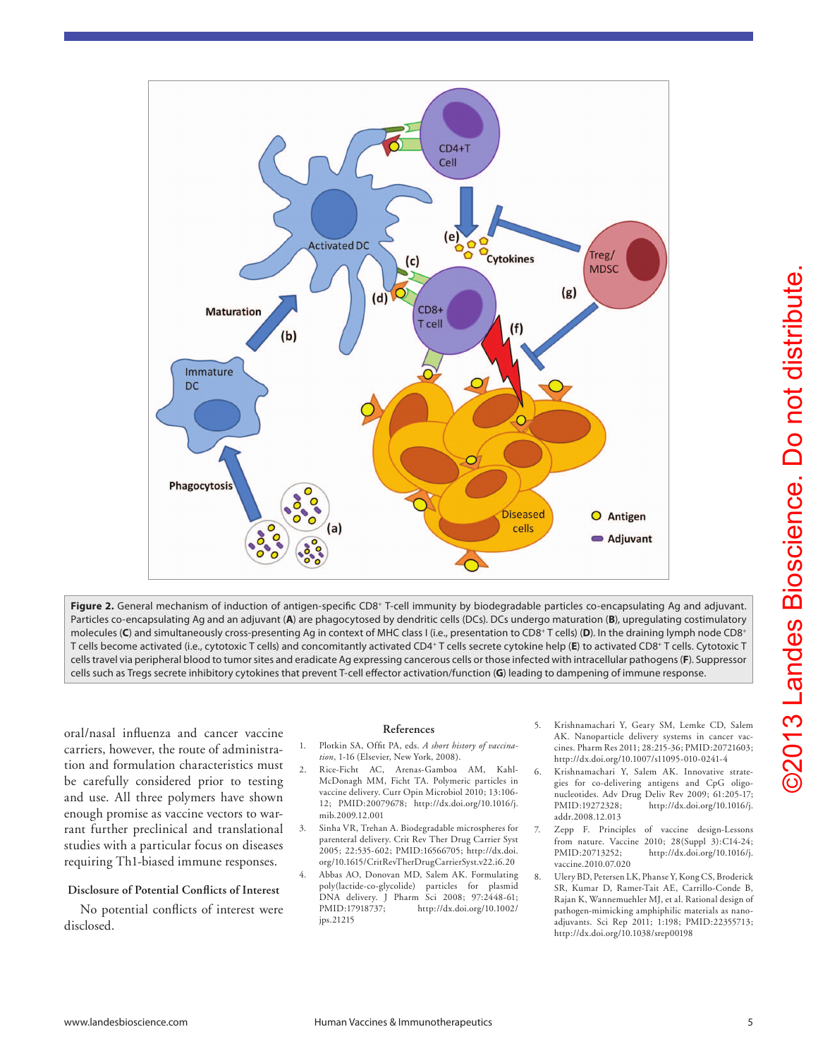**Figure 2.** General mechanism of induction of antigen-specific CD8+ T-cell immunity by biodegradable particles co-encapsulating Ag and adjuvant. Particles co-encapsulating Ag and an adjuvant (**A**) are phagocytosed by dendritic cells (DCs). DCs undergo maturation (**B**), upregulating costimulatory molecules (**C**) and simultaneously cross-presenting Ag in context of MHC class I (i.e., presentation to CD8+ T cells) (**D**). In the draining lymph node CD8+ T cells become activated (i.e., cytotoxic T cells) and concomitantly activated CD4+ T cells secrete cytokine help (**E**) to activated CD8+ T cells. Cytotoxic T cells travel via peripheral blood to tumor sites and eradicate Ag expressing cancerous cells or those infected with intracellular pathogens (**F**). Suppressor cells such as Tregs secrete inhibitory cytokines that prevent T-cell effector activation/function (**G**) leading to dampening of immune response.

oral/nasal influenza and cancer vaccine carriers, however, the route of administration and formulation characteristics must be carefully considered prior to testing and use. All three polymers have shown enough promise as vaccine vectors to warrant further preclinical and translational studies with a particular focus on diseases requiring Th1-biased immune responses.

### Disclosure of Potential Conflicts of Interest

No potential conflicts of interest were disclosed.

### References

1. Plotkin SA, Offit PA, eds. *A short history of vaccination*, 1-16 (Elsevier, New York, 2008).
2. Rice-Ficht AC, Arenas-Gamboa AM, Kahl-McDonagh MM, Ficht TA. Polymeric particles in vaccine delivery. Curr Opin Microbiol 2010; 13:106-12; PMID:20079678; http://dx.doi.org/10.1016/j.mib.2009.12.001
3. Sinha VR, Trehan A. Biodegradable microspheres for parenteral delivery. Crit Rev Ther Drug Carrier Syst 2005; 22:535-602; PMID:16566705; http://dx.doi.org/10.1615/CritRevTherDrugCarrierSyst.v22.i6.20
4. Abbas AO, Donovan MD, Salem AK. Formulating poly(lactide-co-glycolide) particles for plasmid DNA delivery. J Pharm Sci 2008; 97:2448-61; PMID:17918737; http://dx.doi.org/10.1002/jps.21215
5. Krishnamachari Y, Geary SM, Lemke CD, Salem AK. Nanoparticle delivery systems in cancer vaccines. Pharm Res 2011; 28:215-36; PMID:20721603; http://dx.doi.org/10.1007/s11095-010-0241-4
6. Krishnamachari Y, Salem AK. Innovative strategies for co-delivering antigens and CpG oligonucleotides. Adv Drug Deliv Rev 2009; 61:205-17; PMID:19272328; http://dx.doi.org/10.1016/j.addr.2008.12.013
7. Zepp F. Principles of vaccine design-Lessons from nature. Vaccine 2010; 28(Suppl 3):C14-24; PMID:20713252; http://dx.doi.org/10.1016/j.vaccine.2010.07.020
8. Ulery BD, Petersen LK, Phanse Y, Kong CS, Broderick SR, Kumar D, Ramer-Tait AE, Carrillo-Conde B, Rajan K, Wannemuehler MJ, et al. Rational design of pathogen-mimicking amphiphilic materials as nanoadjuvants. Sci Rep 2011; 1:198; PMID:22355713; http://dx.doi.org/10.1038/srep00198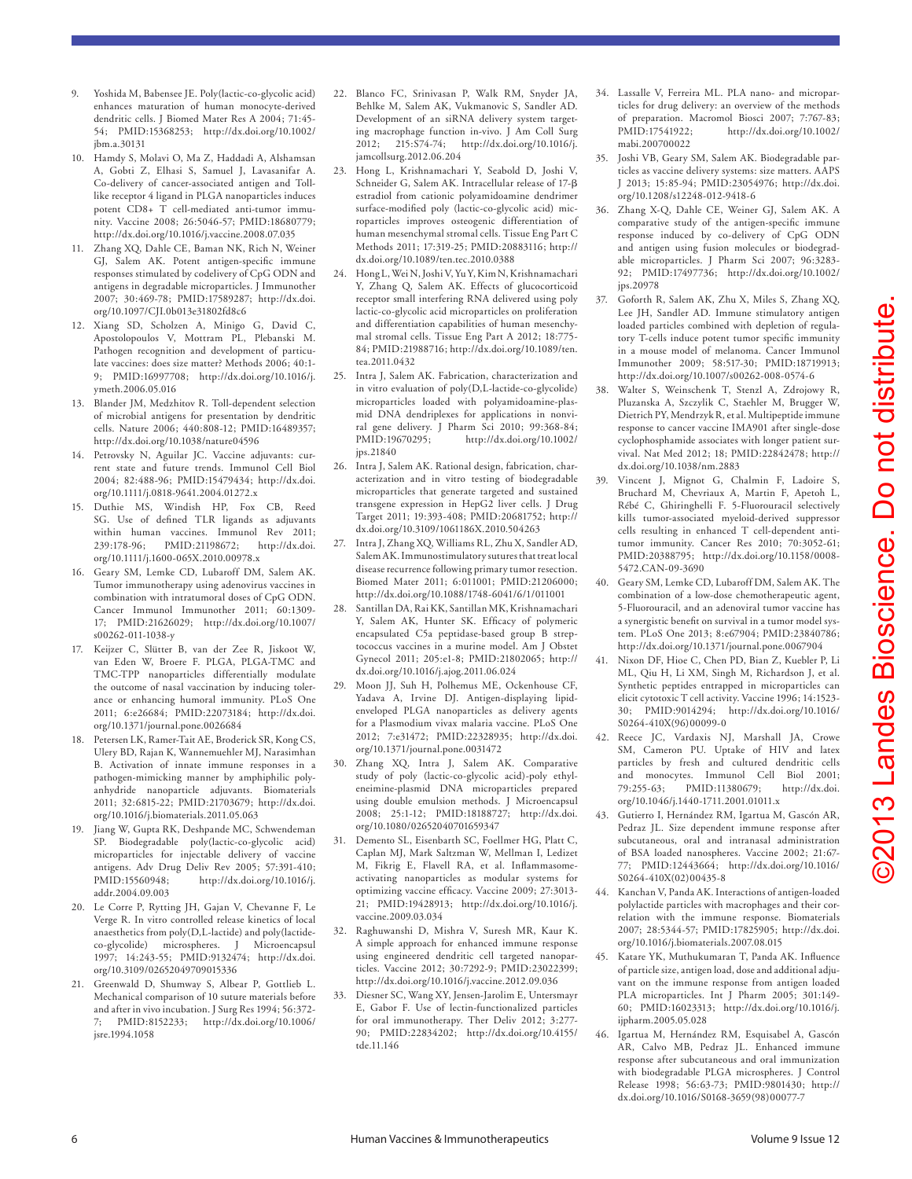9. Yoshida M, Babensee JE. Poly(lactic-co-glycolic acid) enhances maturation of human monocyte-derived dendritic cells. J Biomed Mater Res A 2004; 71:45-54; PMID:15368253; http://dx.doi.org/10.1002/jbm.a.30131
10. Hamdy S, Molavi O, Ma Z, Haddadi A, Alshamsan A, Gobti Z, Elhasi S, Samuel J, Lavasanifar A. Co-delivery of cancer-associated antigen and Toll-like receptor 4 ligand in PLGA nanoparticles induces potent CD8+ T cell-mediated anti-tumor immunity. Vaccine 2008; 26:5046-57; PMID:18680779; http://dx.doi.org/10.1016/j.vaccine.2008.07.035
11. Zhang XQ, Dahle CE, Baman NK, Rich N, Weiner GJ, Salem AK. Potent antigen-specific immune responses stimulated by codelivery of CpG ODN and antigens in degradable microparticles. J Immunother 2007; 30:469-78; PMID:17589287; http://dx.doi.org/10.1097/CJI.0b013e31802fd8c6
12. Xiang SD, Scholzen A, Minigo G, David C, Apostolopoulos V, Mottram PL, Plebanski M. Pathogen recognition and development of particulate vaccines: does size matter? Methods 2006; 40:1-9; PMID:16997708; http://dx.doi.org/10.1016/j.ymeth.2006.05.016
13. Blander JM, Medzhitov R. Toll-dependent selection of microbial antigens for presentation by dendritic cells. Nature 2006; 440:808-12; PMID:16489357; http://dx.doi.org/10.1038/nature04596
14. Petrovsky N, Aguilar JC. Vaccine adjuvants: current state and future trends. Immunol Cell Biol 2004; 82:488-96; PMID:15479434; http://dx.doi.org/10.1111/j.0818-9641.2004.01272.x
15. Duthie MS, Windish HP, Fox CB, Reed SG. Use of defined TLR ligands as adjuvants within human vaccines. Immunol Rev 2011; 239:178-96; PMID:21198672; http://dx.doi.org/10.1111/j.1600-065X.2010.00978.x
16. Geary SM, Lemke CD, Lubaroff DM, Salem AK. Tumor immunotherapy using adenovirus vaccines in combination with intratumoral doses of CpG ODN. Cancer Immunol Immunother 2011; 60:1309-17; PMID:21626029; http://dx.doi.org/10.1007/s00262-011-1038-y
17. Keijzer C, Slütter B, van der Zee R, Jiskoot W, van Eden W, Broere F. PLGA, PLGA-TMC and TMC-TPP nanoparticles differentially modulate the outcome of nasal vaccination by inducing tolerance or enhancing humoral immunity. PLoS One 2011; 6:e26684; PMID:22073184; http://dx.doi.org/10.1371/journal.pone.0026684
18. Petersen LK, Ramer-Tait AE, Broderick SR, Kong CS, Ulery BD, Rajan K, Wannemuehler MJ, Narasimhan B. Activation of innate immune responses in a pathogen-mimicking manner by amphiphilic polyanhydride nanoparticle adjuvants. Biomaterials 2011; 32:6815-22; PMID:21703679; http://dx.doi.org/10.1016/j.biomaterials.2011.05.063
19. Jiang W, Gupta RK, Deshpande MC, Schwendeman SP. Biodegradable poly(lactic-co-glycolic acid) microparticles for injectable delivery of vaccine antigens. Adv Drug Deliv Rev 2005; 57:391-410; PMID:15560948; http://dx.doi.org/10.1016/j.addr.2004.09.003
20. Le Corre P, Rytting JH, Gajan V, Chevanne F, Le Verge R. In vitro controlled release kinetics of local anaesthetics from poly(D,L-lactide) and poly(lactide-co-glycolide) microspheres. J Microencapsul 1997; 14:243-55; PMID:9132474; http://dx.doi.org/10.3109/02652049709015336
21. Greenwald D, Shumway S, Albear P, Gottlieb L. Mechanical comparison of 10 suture materials before and after in vivo incubation. J Surg Res 1994; 56:372-7; PMID:8152233; http://dx.doi.org/10.1006/jsre.1994.1058
22. Blanco FC, Srinivasan P, Walk RM, Snyder JA, Behlke M, Salem AK, Vukmanovic S, Sandler AD. Development of an siRNA delivery system targeting macrophage function in-vivo. J Am Coll Surg 2012; 215:S74-74; http://dx.doi.org/10.1016/j.jamcollsurg.2012.06.204
23. Hong L, Krishnamachari Y, Seabold D, Joshi V, Schneider G, Salem AK. Intracellular release of 17-β estradiol from cationic polyamidoamine dendrimer surface-modified poly (lactic-co-glycolic acid) microparticles improves osteogenic differentiation of human mesenchymal stromal cells. Tissue Eng Part C Methods 2011; 17:319-25; PMID:20883116; http://dx.doi.org/10.1089/ten.tec.2010.0388
24. Hong L, Wei N, Joshi V, Yu Y, Kim N, Krishnamachari Y, Zhang Q, Salem AK. Effects of glucocorticoid receptor small interfering RNA delivered using poly lactic-co-glycolic acid microparticles on proliferation and differentiation capabilities of human mesenchymal stromal cells. Tissue Eng Part A 2012; 18:775-84; PMID:21988716; http://dx.doi.org/10.1089/ten.tea.2011.0432
25. Intra J, Salem AK. Fabrication, characterization and in vitro evaluation of poly(D,L-lactide-co-glycolide) microparticles loaded with polyamidoamine-plasmid DNA dendriplexes for applications in nonviral gene delivery. J Pharm Sci 2010; 99:368-84; PMID:19670295; http://dx.doi.org/10.1002/jps.21840
26. Intra J, Salem AK. Rational design, fabrication, characterization and in vitro testing of biodegradable microparticles that generate targeted and sustained transgene expression in HepG2 liver cells. J Drug Target 2011; 19:393-408; PMID:20681752; http://dx.doi.org/10.3109/1061186X.2010.504263
27. Intra J, Zhang XQ, Williams RL, Zhu X, Sandler AD, Salem AK. Immunostimulatory sutures that treat local disease recurrence following primary tumor resection. Biomed Mater 2011; 6:011001; PMID:21206000; http://dx.doi.org/10.1088/1748-6041/6/1/011001
28. Santillan DA, Rai KK, Santillan MK, Krishnamachari Y, Salem AK, Hunter SK. Efficacy of polymeric encapsulated C5a peptidase-based group B streptococcus vaccines in a murine model. Am J Obstet Gynecol 2011; 205:e1-8; PMID:21802065; http://dx.doi.org/10.1016/j.ajog.2011.06.024
29. Moon JJ, Suh H, Polhemus ME, Ockenhouse CF, Yadava A, Irvine DJ. Antigen-displaying lipid-enveloped PLGA nanoparticles as delivery agents for a Plasmodium vivax malaria vaccine. PLoS One 2012; 7:e31472; PMID:22328935; http://dx.doi.org/10.1371/journal.pone.0031472
30. Zhang XQ, Intra J, Salem AK. Comparative study of poly (lactic-co-glycolic acid)-poly ethyleneimine-plasmid DNA microparticles prepared using double emulsion methods. J Microencapsul 2008; 25:1-12; PMID:18188727; http://dx.doi.org/10.1080/02652040701659347
31. Demento SL, Eisenbarth SC, Foellmer HG, Platt C, Caplan MJ, Mark Saltzman W, Mellman I, Ledizet M, Fikrig E, Flavell RA, et al. Inflammasome-activating nanoparticles as modular systems for optimizing vaccine efficacy. Vaccine 2009; 27:3013-21; PMID:19428913; http://dx.doi.org/10.1016/j.vaccine.2009.03.034
32. Raghuwanshi D, Mishra V, Suresh MR, Kaur K. A simple approach for enhanced immune response using engineered dendritic cell targeted nanoparticles. Vaccine 2012; 30:7292-9; PMID:23022399; http://dx.doi.org/10.1016/j.vaccine.2012.09.036
33. Diesner SC, Wang XY, Jensen-Jarolim E, Untersmayr E, Gabor F. Use of lectin-functionalized particles for oral immunotherapy. Ther Deliv 2012; 3:277-90; PMID:22834202; http://dx.doi.org/10.4155/tde.11.146
34. Lassalle V, Ferreira ML. PLA nano- and microparticles for drug delivery: an overview of the methods of preparation. Macromol Biosci 2007; 7:767-83; PMID:17541922; http://dx.doi.org/10.1002/mabi.200700022
35. Joshi VB, Geary SM, Salem AK. Biodegradable particles as vaccine delivery systems: size matters. AAPS J 2013; 15:85-94; PMID:23054976; http://dx.doi.org/10.1208/s12248-012-9418-6
36. Zhang X-Q, Dahle CE, Weiner GJ, Salem AK. A comparative study of the antigen-specific immune response induced by co-delivery of CpG ODN and antigen using fusion molecules or biodegradable microparticles. J Pharm Sci 2007; 96:3283-92; PMID:17497736; http://dx.doi.org/10.1002/jps.20978
37. Goforth R, Salem AK, Zhu X, Miles S, Zhang XQ, Lee JH, Sandler AD. Immune stimulatory antigen loaded particles combined with depletion of regulatory T-cells induce potent tumor specific immunity in a mouse model of melanoma. Cancer Immunol Immunother 2009; 58:517-30; PMID:18719913; http://dx.doi.org/10.1007/s00262-008-0574-6
38. Walter S, Weinschenk T, Stenzl A, Zdrojowy R, Pluzanska A, Szczylik C, Staehler M, Brugger W, Dietrich PY, Mendrzyk R, et al. Multipeptide immune response to cancer vaccine IMA901 after single-dose cyclophosphamide associates with longer patient survival. Nat Med 2012; 18; PMID:22842478; http://dx.doi.org/10.1038/nm.2883
39. Vincent J, Mignot G, Chalmin F, Ladoire S, Bruchard M, Chevriaux A, Martin F, Apetoh L, Rébé C, Ghiringhelli F. 5-Fluorouracil selectively kills tumor-associated myeloid-derived suppressor cells resulting in enhanced T cell-dependent antitumor immunity. Cancer Res 2010; 70:3052-61; PMID:20388795; http://dx.doi.org/10.1158/0008-5472.CAN-09-3690
40. Geary SM, Lemke CD, Lubaroff DM, Salem AK. The combination of a low-dose chemotherapeutic agent, 5-Fluorouracil, and an adenoviral tumor vaccine has a synergistic benefit on survival in a tumor model system. PLoS One 2013; 8:e67904; PMID:23840786; http://dx.doi.org/10.1371/journal.pone.0067904
41. Nixon DF, Hioe C, Chen PD, Bian Z, Kuebler P, Li ML, Qiu H, Li XM, Singh M, Richardson J, et al. Synthetic peptides entrapped in microparticles can elicit cytotoxic T cell activity. Vaccine 1996; 14:1523-30; PMID:9014294; http://dx.doi.org/10.1016/S0264-410X(96)00099-0
42. Reece JC, Vardaxis NJ, Marshall JA, Crowe SM, Cameron PU. Uptake of HIV and latex particles by fresh and cultured dendritic cells and monocytes. Immunol Cell Biol 2001; 79:255-63; PMID:11380679; http://dx.doi.org/10.1046/j.1440-1711.2001.01011.x
43. Gutierro I, Hernández RM, Igartua M, Gascón AR, Pedraz JL. Size dependent immune response after subcutaneous, oral and intranasal administration of BSA loaded nanospheres. Vaccine 2002; 21:67-77; PMID:12443664; http://dx.doi.org/10.1016/S0264-410X(02)00435-8
44. Kanchan V, Panda AK. Interactions of antigen-loaded polylactide particles with macrophages and their correlation with the immune response. Biomaterials 2007; 28:5344-57; PMID:17825905; http://dx.doi.org/10.1016/j.biomaterials.2007.08.015
45. Katare YK, Muthukumaran T, Panda AK. Influence of particle size, antigen load, dose and additional adjuvant on the immune response from antigen loaded PLA microparticles. Int J Pharm 2005; 301:149-60; PMID:16023313; http://dx.doi.org/10.1016/j.ijpharm.2005.05.028
46. Igartua M, Hernández RM, Esquisabel A, Gascón AR, Calvo MB, Pedraz JL. Enhanced immune response after subcutaneous and oral immunization with biodegradable PLGA microspheres. J Control Release 1998; 56:63-73; PMID:9801430; http://dx.doi.org/10.1016/S0168-3659(98)00077-7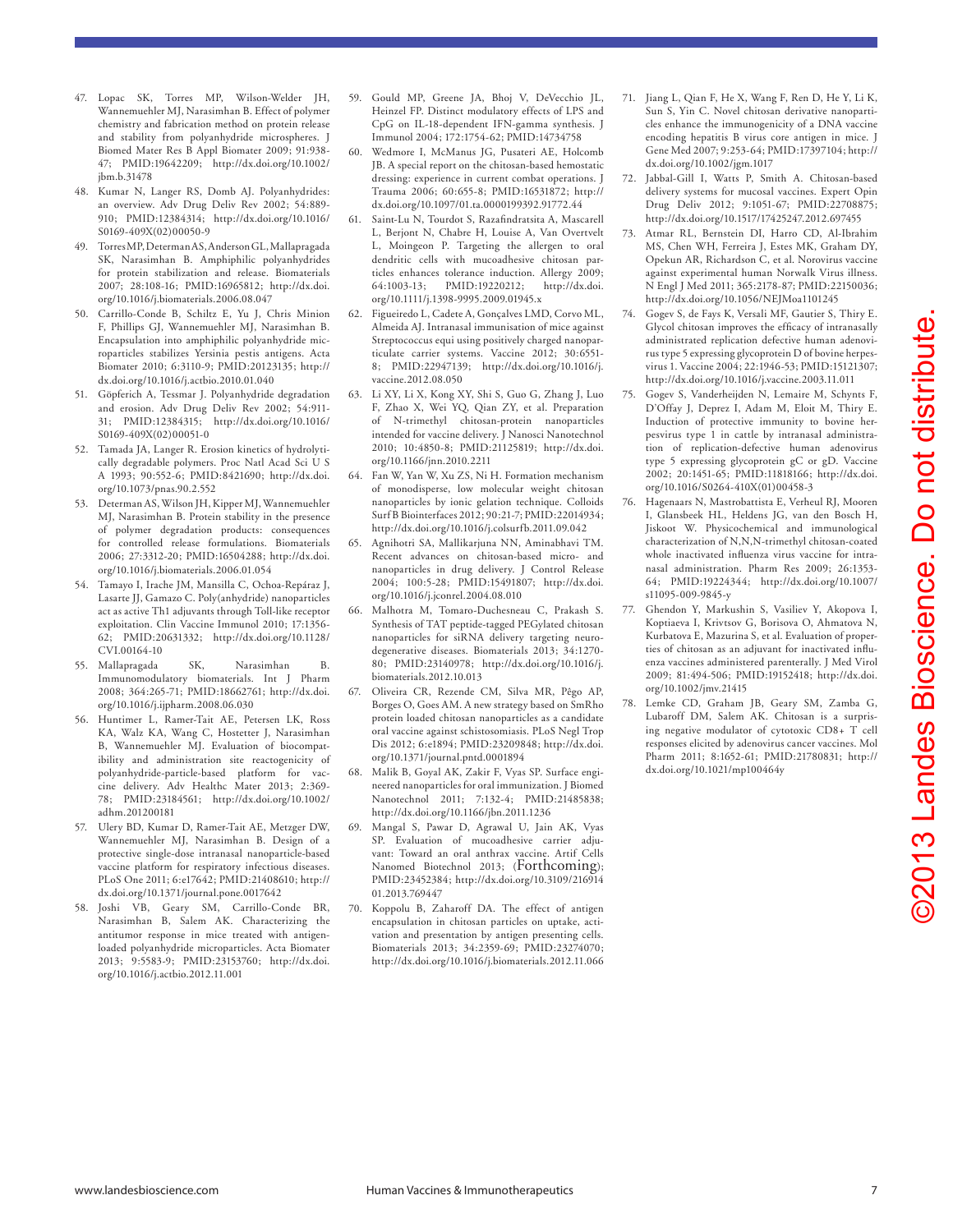47. Lopac SK, Torres MP, Wilson-Welder JH, Wannemuehler MJ, Narasimhan B. Effect of polymer chemistry and fabrication method on protein release and stability from polyanhydride microspheres. J Biomed Mater Res B Appl Biomater 2009; 91:938-47; PMID:19642209; http://dx.doi.org/10.1002/jbm.b.31478
48. Kumar N, Langer RS, Domb AJ. Polyanhydrides: an overview. Adv Drug Deliv Rev 2002; 54:889-910; PMID:12384314; http://dx.doi.org/10.1016/S0169-409X(02)00050-9
49. Torres MP, Determan AS, Anderson GL, Mallapragada SK, Narasimhan B. Amphiphilic polyanhydrides for protein stabilization and release. Biomaterials 2007; 28:108-16; PMID:16965812; http://dx.doi.org/10.1016/j.biomaterials.2006.08.047
50. Carrillo-Conde B, Schiltz E, Yu J, Chris Minion F, Phillips GJ, Wannemuehler MJ, Narasimhan B. Encapsulation into amphiphilic polyanhydride microparticles stabilizes Yersinia pestis antigens. Acta Biomater 2010; 6:3110-9; PMID:20123135; http://dx.doi.org/10.1016/j.actbio.2010.01.040
51. Göpferich A, Tessmar J. Polyanhydride degradation and erosion. Adv Drug Deliv Rev 2002; 54:911-31; PMID:12384315; http://dx.doi.org/10.1016/S0169-409X(02)00051-0
52. Tamada JA, Langer R. Erosion kinetics of hydrolytically degradable polymers. Proc Natl Acad Sci U S A 1993; 90:552-6; PMID:8421690; http://dx.doi.org/10.1073/pnas.90.2.552
53. Determan AS, Wilson JH, Kipper MJ, Wannemuehler MJ, Narasimhan B. Protein stability in the presence of polymer degradation products: consequences for controlled release formulations. Biomaterials 2006; 27:3312-20; PMID:16504288; http://dx.doi.org/10.1016/j.biomaterials.2006.01.054
54. Tamayo I, Irache JM, Mansilla C, Ochoa-Repáraz J, Lasarte JJ, Gamazo C. Poly(anhydride) nanoparticles act as active Th1 adjuvants through Toll-like receptor exploitation. Clin Vaccine Immunol 2010; 17:1356-62; PMID:20631332; http://dx.doi.org/10.1128/CVI.00164-10
55. Mallapragada SK, Narasimhan B. Immunomodulatory biomaterials. Int J Pharm 2008; 364:265-71; PMID:18662761; http://dx.doi.org/10.1016/j.ijpharm.2008.06.030
56. Huntimer L, Ramer-Tait AE, Petersen LK, Ross KA, Walz KA, Wang C, Hostetter J, Narasimhan B, Wannemuehler MJ. Evaluation of biocompatibility and administration site reactogenicity of polyanhydride-particle-based platform for vaccine delivery. Adv Healthc Mater 2013; 2:369-78; PMID:23184561; http://dx.doi.org/10.1002/adhm.201200181
57. Ulery BD, Kumar D, Ramer-Tait AE, Metzger DW, Wannemuehler MJ, Narasimhan B. Design of a protective single-dose intranasal nanoparticle-based vaccine platform for respiratory infectious diseases. PLoS One 2011; 6:e17642; PMID:21408610; http://dx.doi.org/10.1371/journal.pone.0017642
58. Joshi VB, Geary SM, Carrillo-Conde BR, Narasimhan B, Salem AK. Characterizing the antitumor response in mice treated with antigen-loaded polyanhydride microparticles. Acta Biomater 2013; 9:5583-9; PMID:23153760; http://dx.doi.org/10.1016/j.actbio.2012.11.001
59. Gould MP, Greene JA, Bhoj V, DeVecchio JL, Heinzel FP. Distinct modulatory effects of LPS and CpG on IL-18-dependent IFN-gamma synthesis. J Immunol 2004; 172:1754-62; PMID:14734758
60. Wedmore I, McManus JG, Pusateri AE, Holcomb JB. A special report on the chitosan-based hemostatic dressing: experience in current combat operations. J Trauma 2006; 60:655-8; PMID:16531872; http://dx.doi.org/10.1097/01.ta.0000199392.91772.44
61. Saint-Lu N, Tourdot S, Razafindratsita A, Mascarell L, Berjont N, Chabre H, Louise A, Van Overtvelt L, Moingeon P. Targeting the allergen to oral dendritic cells with mucoadhesive chitosan particles enhances tolerance induction. Allergy 2009; 64:1003-13; PMID:19220212; http://dx.doi.org/10.1111/j.1398-9995.2009.01945.x
62. Figueiredo L, Cadete A, Gonçalves LMD, Corvo ML, Almeida AJ. Intranasal immunisation of mice against Streptococcus equi using positively charged nanoparticulate carrier systems. Vaccine 2012; 30:6551-8; PMID:22947139; http://dx.doi.org/10.1016/j.vaccine.2012.08.050
63. Li XY, Li X, Kong XY, Shi S, Guo G, Zhang J, Luo F, Zhao X, Wei YQ, Qian ZY, et al. Preparation of N-trimethyl chitosan-protein nanoparticles intended for vaccine delivery. J Nanosci Nanotechnol 2010; 10:4850-8; PMID:21125819; http://dx.doi.org/10.1166/jnn.2010.2211
64. Fan W, Yan W, Xu ZS, Ni H. Formation mechanism of monodisperse, low molecular weight chitosan nanoparticles by ionic gelation technique. Colloids Surf B Biointerfaces 2012; 90:21-7; PMID:22014934; http://dx.doi.org/10.1016/j.colsurfb.2011.09.042
65. Agnihotri SA, Mallikarjuna NN, Aminabhavi TM. Recent advances on chitosan-based micro- and nanoparticles in drug delivery. J Control Release 2004; 100:5-28; PMID:15491807; http://dx.doi.org/10.1016/j.jconrel.2004.08.010
66. Malhotra M, Tomaro-Duchesneau C, Prakash S. Synthesis of TAT peptide-tagged PEGylated chitosan nanoparticles for siRNA delivery targeting neurodegenerative diseases. Biomaterials 2013; 34:1270-80; PMID:23140978; http://dx.doi.org/10.1016/j.biomaterials.2012.10.013
67. Oliveira CR, Rezende CM, Silva MR, Pêgo AP, Borges O, Goes AM. A new strategy based on SmRho protein loaded chitosan nanoparticles as a candidate oral vaccine against schistosomiasis. PLoS Negl Trop Dis 2012; 6:e1894; PMID:23209848; http://dx.doi.org/10.1371/journal.pntd.0001894
68. Malik B, Goyal AK, Zakir F, Vyas SP. Surface engineered nanoparticles for oral immunization. J Biomed Nanotechnol 2011; 7:132-4; PMID:21485838; http://dx.doi.org/10.1166/jbn.2011.1236
69. Mangal S, Pawar D, Agrawal U, Jain AK, Vyas SP. Evaluation of mucoadhesive carrier adjuvant: Toward an oral anthrax vaccine. Artif Cells Nanomed Biotechnol 2013; (Forthcoming); PMID:23452384; http://dx.doi.org/10.3109/21691401.2013.769447
70. Koppolu B, Zaharoff DA. The effect of antigen encapsulation in chitosan particles on uptake, activation and presentation by antigen presenting cells. Biomaterials 2013; 34:2359-69; PMID:23274070; http://dx.doi.org/10.1016/j.biomaterials.2012.11.066
71. Jiang L, Qian F, He X, Wang F, Ren D, He Y, Li K, Sun S, Yin C. Novel chitosan derivative nanoparticles enhance the immunogenicity of a DNA vaccine encoding hepatitis B virus core antigen in mice. J Gene Med 2007; 9:253-64; PMID:17397104; http://dx.doi.org/10.1002/jgm.1017
72. Jabbal-Gill I, Watts P, Smith A. Chitosan-based delivery systems for mucosal vaccines. Expert Opin Drug Deliv 2012; 9:1051-67; PMID:22708875; http://dx.doi.org/10.1517/17425247.2012.697455
73. Atmar RL, Bernstein DI, Harro CD, Al-Ibrahim MS, Chen WH, Ferreira J, Estes MK, Graham DY, Opekun AR, Richardson C, et al. Norovirus vaccine against experimental human Norwalk Virus illness. N Engl J Med 2011; 365:2178-87; PMID:22150036; http://dx.doi.org/10.1056/NEJMoa1101245
74. Gogev S, de Fays K, Versali MF, Gautier S, Thiry E. Glycol chitosan improves the efficacy of intranasally administrated replication defective human adenovirus type 5 expressing glycoprotein D of bovine herpesvirus 1. Vaccine 2004; 22:1946-53; PMID:15121307; http://dx.doi.org/10.1016/j.vaccine.2003.11.011
75. Gogev S, Vanderheijden N, Lemaire M, Schynts F, D'Offay J, Deprez I, Adam M, Eloit M, Thiry E. Induction of protective immunity to bovine herpesvirus type 1 in cattle by intranasal administration of replication-defective human adenovirus type 5 expressing glycoprotein gC or gD. Vaccine 2002; 20:1451-65; PMID:11818166; http://dx.doi.org/10.1016/S0264-410X(01)00458-3
76. Hagenaars N, Mastrobattista E, Verheul RJ, Mooren I, Glansbeek HL, Heldens JG, van den Bosch H, Jiskoot W. Physicochemical and immunological characterization of N,N,N-trimethyl chitosan-coated whole inactivated influenza virus vaccine for intranasal administration. Pharm Res 2009; 26:1353-64; PMID:19224344; http://dx.doi.org/10.1007/s11095-009-9845-y
77. Ghendon Y, Markushin S, Vasiliev Y, Akopova I, Koptiaeva I, Krivtsov G, Borisova O, Ahmatova N, Kurbatova E, Mazurina S, et al. Evaluation of properties of chitosan as an adjuvant for inactivated influenza vaccines administered parenterally. J Med Virol 2009; 81:494-506; PMID:19152418; http://dx.doi.org/10.1002/jmv.21415
78. Lemke CD, Graham JB, Geary SM, Zamba G, Lubaroff DM, Salem AK. Chitosan is a surprising negative modulator of cytotoxic CD8+ T cell responses elicited by adenovirus cancer vaccines. Mol Pharm 2011; 8:1652-61; PMID:21780831; http://dx.doi.org/10.1021/mp100464y